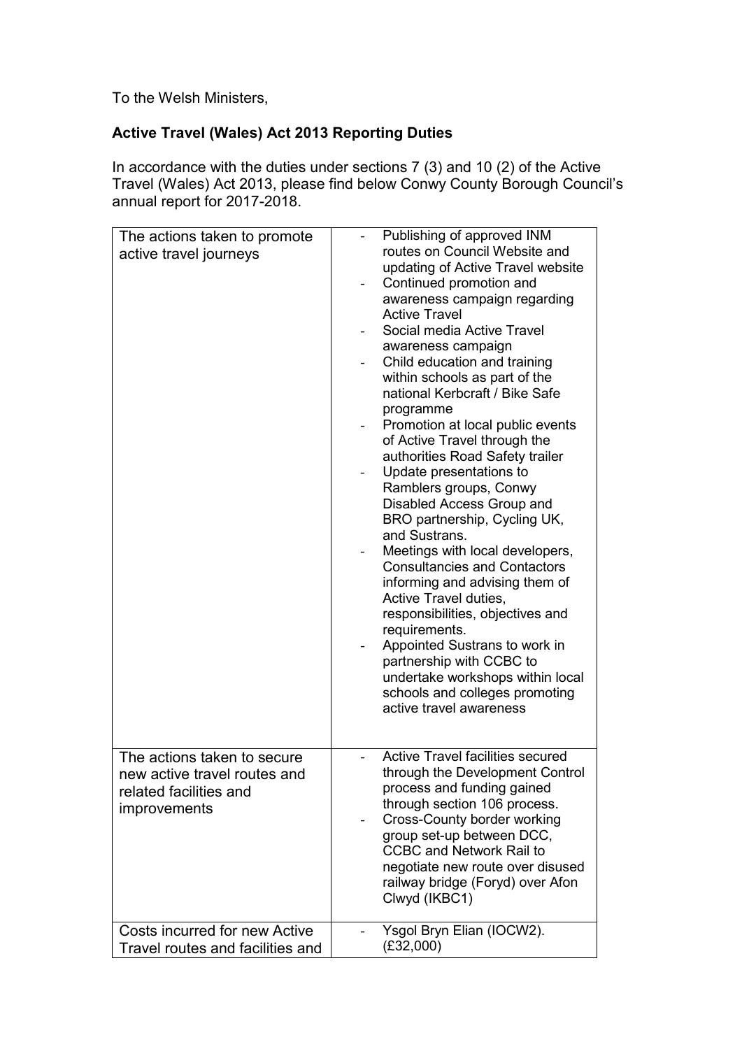To the Welsh Ministers,

**Active Travel (Wales) Act 2013 Reporting Duties**

In accordance with the duties under sections 7 (3) and 10 (2) of the Active Travel (Wales) Act 2013, please find below Conwy County Borough Council's annual report for 2017-2018.

| | |
|---|---|
| The actions taken to promote active travel journeys | - Publishing of approved INM routes on Council Website and updating of Active Travel website<br>- Continued promotion and awareness campaign regarding Active Travel<br>- Social media Active Travel awareness campaign<br>- Child education and training within schools as part of the national Kerbcraft / Bike Safe programme<br>- Promotion at local public events of Active Travel through the authorities Road Safety trailer<br>- Update presentations to Ramblers groups, Conwy Disabled Access Group and BRO partnership, Cycling UK, and Sustrans.<br>- Meetings with local developers, Consultancies and Contactors informing and advising them of Active Travel duties, responsibilities, objectives and requirements.<br>- Appointed Sustrans to work in partnership with CCBC to undertake workshops within local schools and colleges promoting active travel awareness |
| The actions taken to secure new active travel routes and related facilities and improvements | - Active Travel facilities secured through the Development Control process and funding gained through section 106 process.<br>- Cross-County border working group set-up between DCC, CCBC and Network Rail to negotiate new route over disused railway bridge (Foryd) over Afon Clwyd (IKBC1) |
| Costs incurred for new Active Travel routes and facilities and | - Ysgol Bryn Elian (IOCW2). (£32,000) |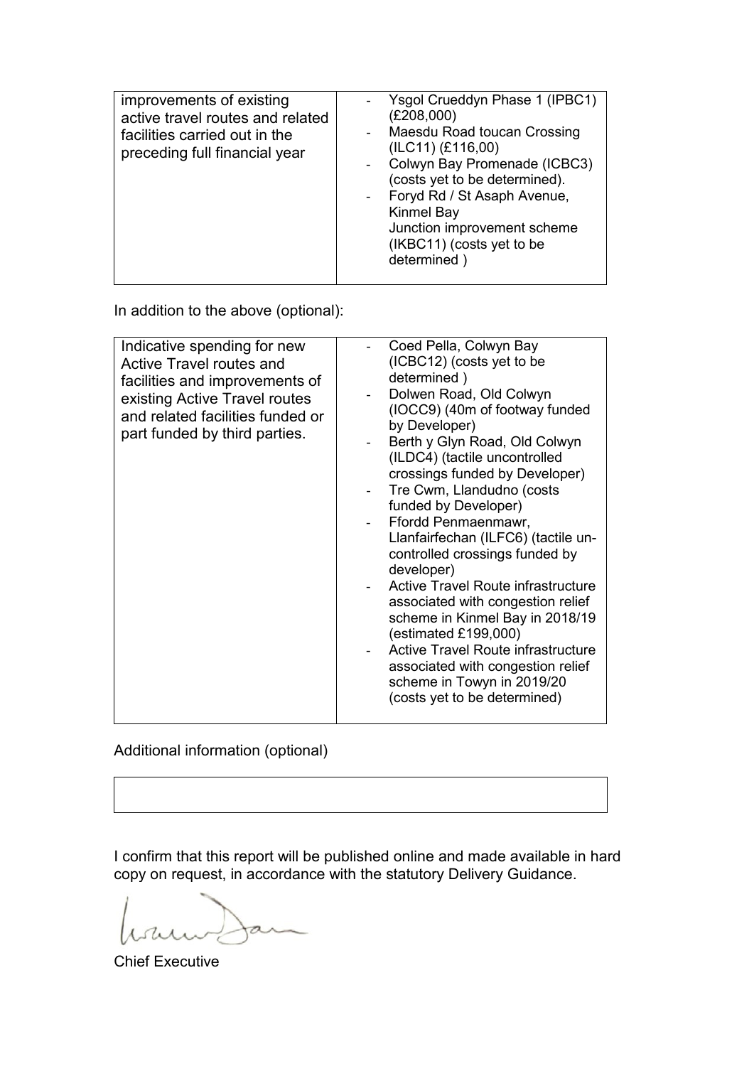| | |
|---|---|
| improvements of existing active travel routes and related facilities carried out in the preceding full financial year | - Ysgol Crueddyn Phase 1 (IPBC1) (£208,000)<br>- Maesdu Road toucan Crossing (ILC11) (£116,00)<br>- Colwyn Bay Promenade (ICBC3) (costs yet to be determined).<br>- Foryd Rd / St Asaph Avenue, Kinmel Bay Junction improvement scheme (IKBC11) (costs yet to be determined ) |

In addition to the above (optional):

| | |
|---|---|
| Indicative spending for new Active Travel routes and facilities and improvements of existing Active Travel routes and related facilities funded or part funded by third parties. | - Coed Pella, Colwyn Bay (ICBC12) (costs yet to be determined )<br>- Dolwen Road, Old Colwyn (IOCC9) (40m of footway funded by Developer)<br>- Berth y Glyn Road, Old Colwyn (ILDC4) (tactile uncontrolled crossings funded by Developer)<br>- Tre Cwm, Llandudno (costs funded by Developer)<br>- Ffordd Penmaenmawr, Llanfairfechan (ILFC6) (tactile un-controlled crossings funded by developer)<br>- Active Travel Route infrastructure associated with congestion relief scheme in Kinmel Bay in 2018/19 (estimated £199,000)<br>- Active Travel Route infrastructure associated with congestion relief scheme in Towyn in 2019/20 (costs yet to be determined) |

Additional information (optional)

| |
|---|
| |

I confirm that this report will be published online and made available in hard copy on request, in accordance with the statutory Delivery Guidance.

Chief Executive